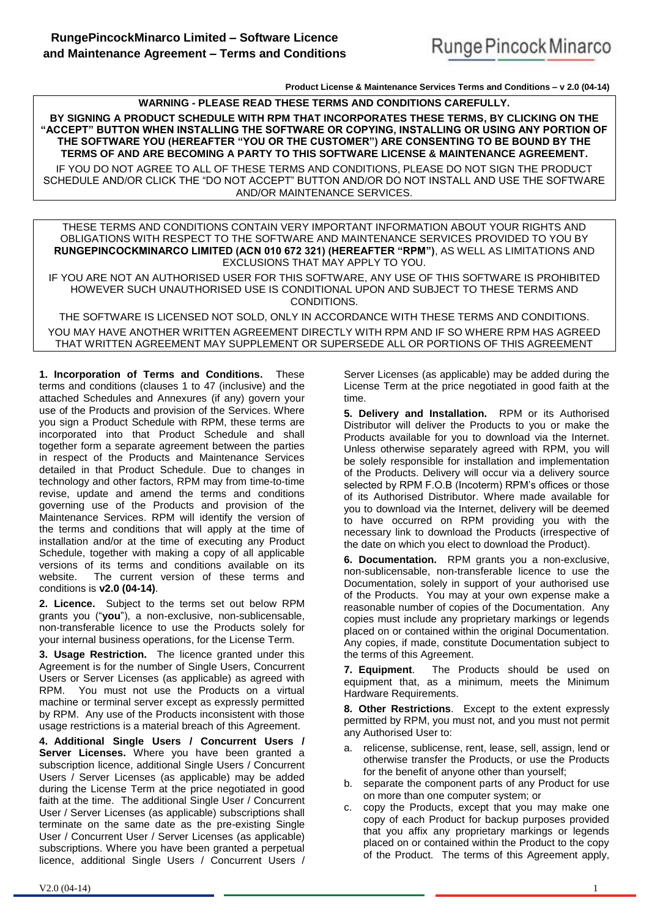# RungePincockMinarco Limited – Software Licence and Maintenance Agreement – Terms and Conditions

**Product License & Maintenance Services Terms and Conditions – v 2.0 (04-14)**

**WARNING - PLEASE READ THESE TERMS AND CONDITIONS CAREFULLY.**

**BY SIGNING A PRODUCT SCHEDULE WITH RPM THAT INCORPORATES THESE TERMS, BY CLICKING ON THE "ACCEPT" BUTTON WHEN INSTALLING THE SOFTWARE OR COPYING, INSTALLING OR USING ANY PORTION OF THE SOFTWARE YOU (HEREAFTER "YOU OR THE CUSTOMER") ARE CONSENTING TO BE BOUND BY THE TERMS OF AND ARE BECOMING A PARTY TO THIS SOFTWARE LICENSE & MAINTENANCE AGREEMENT.**

IF YOU DO NOT AGREE TO ALL OF THESE TERMS AND CONDITIONS, PLEASE DO NOT SIGN THE PRODUCT SCHEDULE AND/OR CLICK THE "DO NOT ACCEPT" BUTTON AND/OR DO NOT INSTALL AND USE THE SOFTWARE AND/OR MAINTENANCE SERVICES.

THESE TERMS AND CONDITIONS CONTAIN VERY IMPORTANT INFORMATION ABOUT YOUR RIGHTS AND OBLIGATIONS WITH RESPECT TO THE SOFTWARE AND MAINTENANCE SERVICES PROVIDED TO YOU BY **RUNGEPINCOCKMINARCO LIMITED (ACN 010 672 321) (HEREAFTER "RPM")**, AS WELL AS LIMITATIONS AND EXCLUSIONS THAT MAY APPLY TO YOU.

IF YOU ARE NOT AN AUTHORISED USER FOR THIS SOFTWARE, ANY USE OF THIS SOFTWARE IS PROHIBITED HOWEVER SUCH UNAUTHORISED USE IS CONDITIONAL UPON AND SUBJECT TO THESE TERMS AND CONDITIONS.

THE SOFTWARE IS LICENSED NOT SOLD, ONLY IN ACCORDANCE WITH THESE TERMS AND CONDITIONS.

YOU MAY HAVE ANOTHER WRITTEN AGREEMENT DIRECTLY WITH RPM AND IF SO WHERE RPM HAS AGREED THAT WRITTEN AGREEMENT MAY SUPPLEMENT OR SUPERSEDE ALL OR PORTIONS OF THIS AGREEMENT

**1. Incorporation of Terms and Conditions.** These terms and conditions (clauses 1 to 47 (inclusive) and the attached Schedules and Annexures (if any) govern your use of the Products and provision of the Services. Where you sign a Product Schedule with RPM, these terms are incorporated into that Product Schedule and shall together form a separate agreement between the parties in respect of the Products and Maintenance Services detailed in that Product Schedule. Due to changes in technology and other factors, RPM may from time-to-time revise, update and amend the terms and conditions governing use of the Products and provision of the Maintenance Services. RPM will identify the version of the terms and conditions that will apply at the time of installation and/or at the time of executing any Product Schedule, together with making a copy of all applicable versions of its terms and conditions available on its website. The current version of these terms and conditions is **v2.0 (04-14)**.

**2. Licence.** Subject to the terms set out below RPM grants you ("**you**"), a non-exclusive, non-sublicensable, non-transferable licence to use the Products solely for your internal business operations, for the License Term.

**3. Usage Restriction.** The licence granted under this Agreement is for the number of Single Users, Concurrent Users or Server Licenses (as applicable) as agreed with RPM. You must not use the Products on a virtual machine or terminal server except as expressly permitted by RPM. Any use of the Products inconsistent with those usage restrictions is a material breach of this Agreement.

**4. Additional Single Users / Concurrent Users / Server Licenses.** Where you have been granted a subscription licence, additional Single Users / Concurrent Users / Server Licenses (as applicable) may be added during the License Term at the price negotiated in good faith at the time. The additional Single User / Concurrent User / Server Licenses (as applicable) subscriptions shall terminate on the same date as the pre-existing Single User / Concurrent User / Server Licenses (as applicable) subscriptions. Where you have been granted a perpetual licence, additional Single Users / Concurrent Users / Server Licenses (as applicable) may be added during the License Term at the price negotiated in good faith at the time.

**5. Delivery and Installation.** RPM or its Authorised Distributor will deliver the Products to you or make the Products available for you to download via the Internet. Unless otherwise separately agreed with RPM, you will be solely responsible for installation and implementation of the Products. Delivery will occur via a delivery source selected by RPM F.O.B (Incoterm) RPM's offices or those of its Authorised Distributor. Where made available for you to download via the Internet, delivery will be deemed to have occurred on RPM providing you with the necessary link to download the Products (irrespective of the date on which you elect to download the Product).

**6. Documentation.** RPM grants you a non-exclusive, non-sublicensable, non-transferable licence to use the Documentation, solely in support of your authorised use of the Products. You may at your own expense make a reasonable number of copies of the Documentation. Any copies must include any proprietary markings or legends placed on or contained within the original Documentation. Any copies, if made, constitute Documentation subject to the terms of this Agreement.

**7. Equipment**. The Products should be used on equipment that, as a minimum, meets the Minimum Hardware Requirements.

**8. Other Restrictions**. Except to the extent expressly permitted by RPM, you must not, and you must not permit any Authorised User to:

a. relicense, sublicense, rent, lease, sell, assign, lend or otherwise transfer the Products, or use the Products for the benefit of anyone other than yourself;
b. separate the component parts of any Product for use on more than one computer system; or
c. copy the Products, except that you may make one copy of each Product for backup purposes provided that you affix any proprietary markings or legends placed on or contained within the Product to the copy of the Product. The terms of this Agreement apply,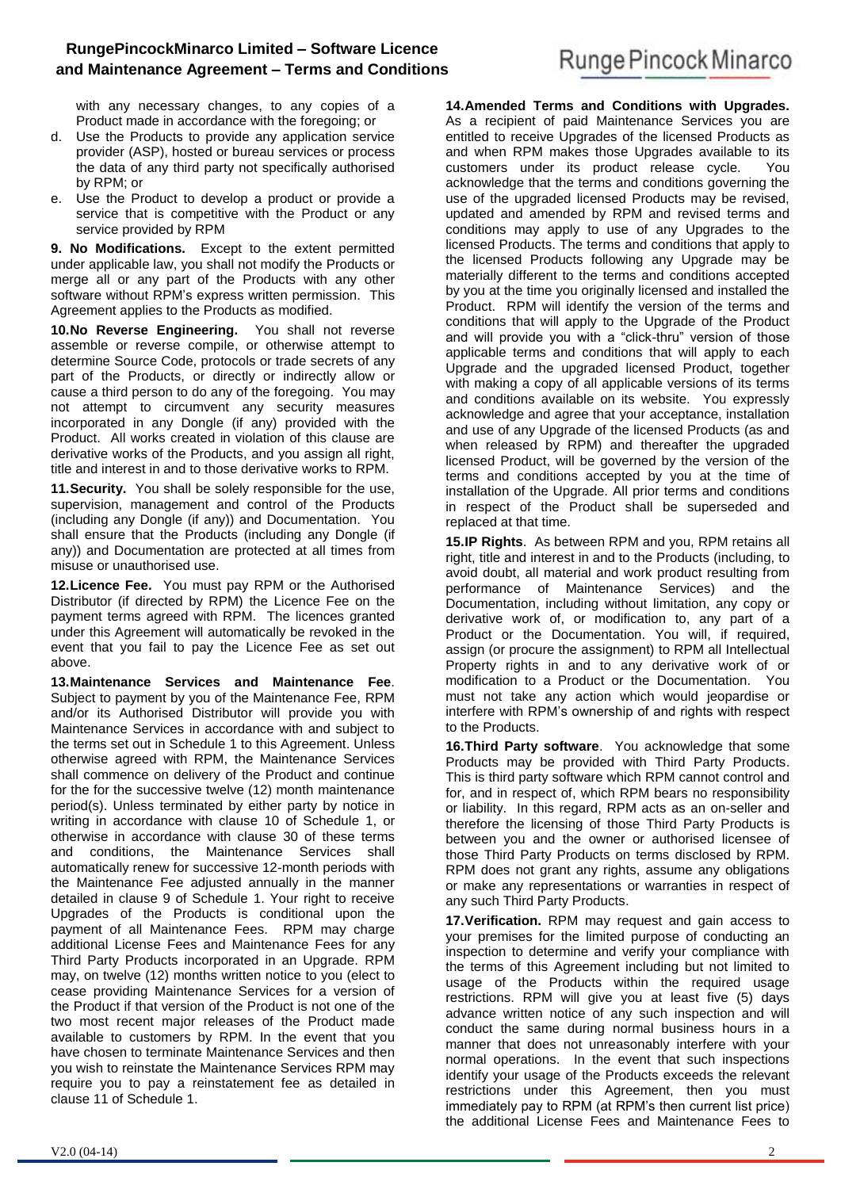with any necessary changes, to any copies of a Product made in accordance with the foregoing; or

d. Use the Products to provide any application service provider (ASP), hosted or bureau services or process the data of any third party not specifically authorised by RPM; or

e. Use the Product to develop a product or provide a service that is competitive with the Product or any service provided by RPM

**9. No Modifications.** Except to the extent permitted under applicable law, you shall not modify the Products or merge all or any part of the Products with any other software without RPM's express written permission. This Agreement applies to the Products as modified.

**10.No Reverse Engineering.** You shall not reverse assemble or reverse compile, or otherwise attempt to determine Source Code, protocols or trade secrets of any part of the Products, or directly or indirectly allow or cause a third person to do any of the foregoing. You may not attempt to circumvent any security measures incorporated in any Dongle (if any) provided with the Product. All works created in violation of this clause are derivative works of the Products, and you assign all right, title and interest in and to those derivative works to RPM.

**11.Security.** You shall be solely responsible for the use, supervision, management and control of the Products (including any Dongle (if any)) and Documentation. You shall ensure that the Products (including any Dongle (if any)) and Documentation are protected at all times from misuse or unauthorised use.

**12.Licence Fee.** You must pay RPM or the Authorised Distributor (if directed by RPM) the Licence Fee on the payment terms agreed with RPM. The licences granted under this Agreement will automatically be revoked in the event that you fail to pay the Licence Fee as set out above.

**13.Maintenance Services and Maintenance Fee**. Subject to payment by you of the Maintenance Fee, RPM and/or its Authorised Distributor will provide you with Maintenance Services in accordance with and subject to the terms set out in Schedule 1 to this Agreement. Unless otherwise agreed with RPM, the Maintenance Services shall commence on delivery of the Product and continue for the for the successive twelve (12) month maintenance period(s). Unless terminated by either party by notice in writing in accordance with clause 10 of Schedule 1, or otherwise in accordance with clause 30 of these terms and conditions, the Maintenance Services shall automatically renew for successive 12-month periods with the Maintenance Fee adjusted annually in the manner detailed in clause 9 of Schedule 1. Your right to receive Upgrades of the Products is conditional upon the payment of all Maintenance Fees. RPM may charge additional License Fees and Maintenance Fees for any Third Party Products incorporated in an Upgrade. RPM may, on twelve (12) months written notice to you (elect to cease providing Maintenance Services for a version of the Product if that version of the Product is not one of the two most recent major releases of the Product made available to customers by RPM. In the event that you have chosen to terminate Maintenance Services and then you wish to reinstate the Maintenance Services RPM may require you to pay a reinstatement fee as detailed in clause 11 of Schedule 1.

**14.Amended Terms and Conditions with Upgrades.** As a recipient of paid Maintenance Services you are entitled to receive Upgrades of the licensed Products as and when RPM makes those Upgrades available to its customers under its product release cycle. You acknowledge that the terms and conditions governing the use of the upgraded licensed Products may be revised, updated and amended by RPM and revised terms and conditions may apply to use of any Upgrades to the licensed Products. The terms and conditions that apply to the licensed Products following any Upgrade may be materially different to the terms and conditions accepted by you at the time you originally licensed and installed the Product. RPM will identify the version of the terms and conditions that will apply to the Upgrade of the Product and will provide you with a "click-thru" version of those applicable terms and conditions that will apply to each Upgrade and the upgraded licensed Product, together with making a copy of all applicable versions of its terms and conditions available on its website. You expressly acknowledge and agree that your acceptance, installation and use of any Upgrade of the licensed Products (as and when released by RPM) and thereafter the upgraded licensed Product, will be governed by the version of the terms and conditions accepted by you at the time of installation of the Upgrade. All prior terms and conditions in respect of the Product shall be superseded and replaced at that time.

**15.IP Rights**. As between RPM and you, RPM retains all right, title and interest in and to the Products (including, to avoid doubt, all material and work product resulting from performance of Maintenance Services) and the Documentation, including without limitation, any copy or derivative work of, or modification to, any part of a Product or the Documentation. You will, if required, assign (or procure the assignment) to RPM all Intellectual Property rights in and to any derivative work of or modification to a Product or the Documentation. You must not take any action which would jeopardise or interfere with RPM's ownership of and rights with respect to the Products.

**16.Third Party software**. You acknowledge that some Products may be provided with Third Party Products. This is third party software which RPM cannot control and for, and in respect of, which RPM bears no responsibility or liability. In this regard, RPM acts as an on-seller and therefore the licensing of those Third Party Products is between you and the owner or authorised licensee of those Third Party Products on terms disclosed by RPM. RPM does not grant any rights, assume any obligations or make any representations or warranties in respect of any such Third Party Products.

**17.Verification.** RPM may request and gain access to your premises for the limited purpose of conducting an inspection to determine and verify your compliance with the terms of this Agreement including but not limited to usage of the Products within the required usage restrictions. RPM will give you at least five (5) days advance written notice of any such inspection and will conduct the same during normal business hours in a manner that does not unreasonably interfere with your normal operations. In the event that such inspections identify your usage of the Products exceeds the relevant restrictions under this Agreement, then you must immediately pay to RPM (at RPM's then current list price) the additional License Fees and Maintenance Fees to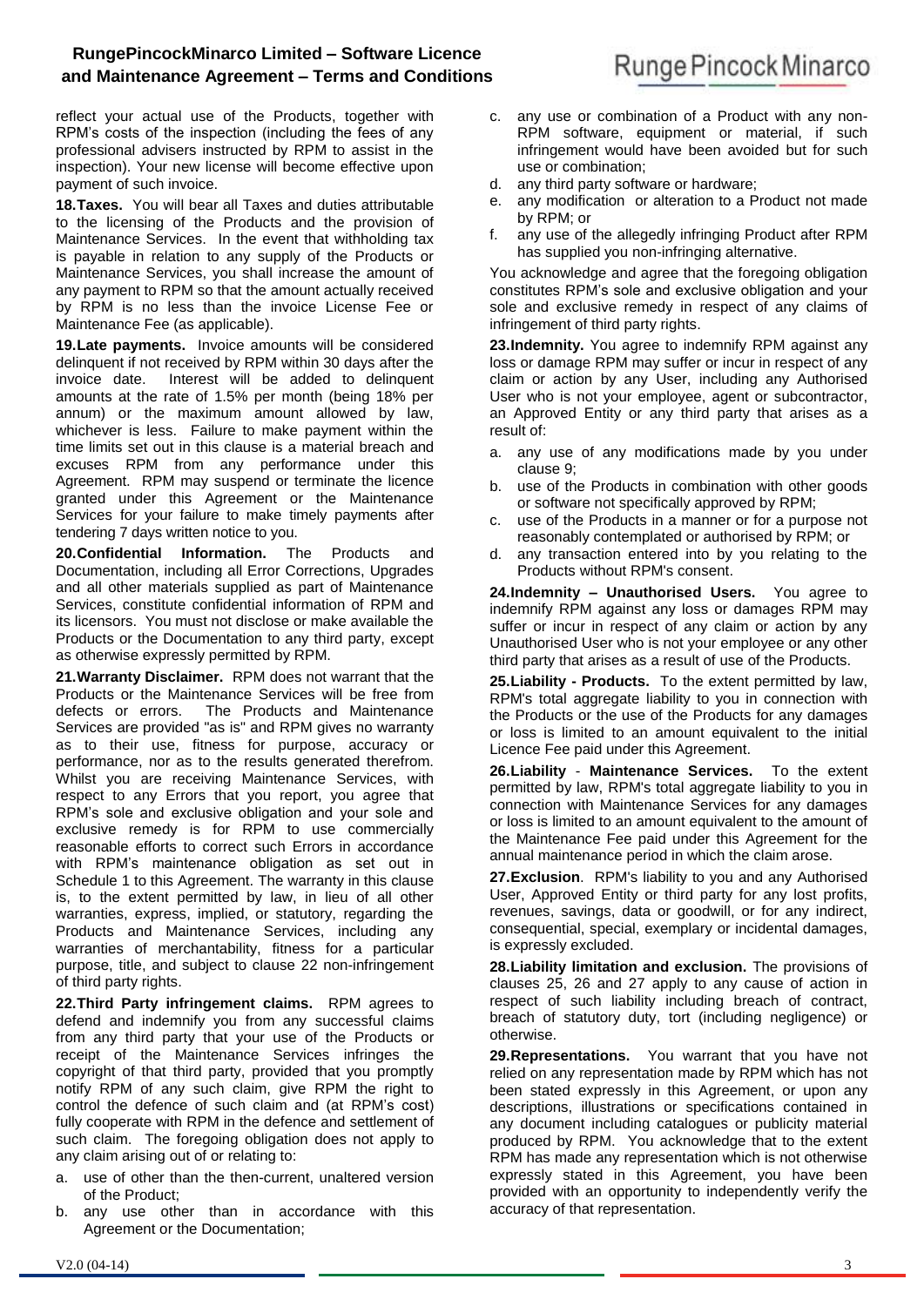reflect your actual use of the Products, together with RPM's costs of the inspection (including the fees of any professional advisers instructed by RPM to assist in the inspection). Your new license will become effective upon payment of such invoice.

**18. Taxes.** You will bear all Taxes and duties attributable to the licensing of the Products and the provision of Maintenance Services. In the event that withholding tax is payable in relation to any supply of the Products or Maintenance Services, you shall increase the amount of any payment to RPM so that the amount actually received by RPM is no less than the invoice License Fee or Maintenance Fee (as applicable).

**19. Late payments.** Invoice amounts will be considered delinquent if not received by RPM within 30 days after the invoice date. Interest will be added to delinquent amounts at the rate of 1.5% per month (being 18% per annum) or the maximum amount allowed by law, whichever is less. Failure to make payment within the time limits set out in this clause is a material breach and excuses RPM from any performance under this Agreement. RPM may suspend or terminate the licence granted under this Agreement or the Maintenance Services for your failure to make timely payments after tendering 7 days written notice to you.

**20. Confidential Information.** The Products and Documentation, including all Error Corrections, Upgrades and all other materials supplied as part of Maintenance Services, constitute confidential information of RPM and its licensors. You must not disclose or make available the Products or the Documentation to any third party, except as otherwise expressly permitted by RPM.

**21. Warranty Disclaimer.** RPM does not warrant that the Products or the Maintenance Services will be free from defects or errors. The Products and Maintenance Services are provided "as is" and RPM gives no warranty as to their use, fitness for purpose, accuracy or performance, nor as to the results generated therefrom. Whilst you are receiving Maintenance Services, with respect to any Errors that you report, you agree that RPM's sole and exclusive obligation and your sole and exclusive remedy is for RPM to use commercially reasonable efforts to correct such Errors in accordance with RPM's maintenance obligation as set out in Schedule 1 to this Agreement. The warranty in this clause is, to the extent permitted by law, in lieu of all other warranties, express, implied, or statutory, regarding the Products and Maintenance Services, including any warranties of merchantability, fitness for a particular purpose, title, and subject to clause 22 non-infringement of third party rights.

**22. Third Party infringement claims.** RPM agrees to defend and indemnify you from any successful claims from any third party that your use of the Products or receipt of the Maintenance Services infringes the copyright of that third party, provided that you promptly notify RPM of any such claim, give RPM the right to control the defence of such claim and (at RPM's cost) fully cooperate with RPM in the defence and settlement of such claim. The foregoing obligation does not apply to any claim arising out of or relating to:

a. use of other than the then-current, unaltered version of the Product;
b. any use other than in accordance with this Agreement or the Documentation;
c. any use or combination of a Product with any non-RPM software, equipment or material, if such infringement would have been avoided but for such use or combination;
d. any third party software or hardware;
e. any modification or alteration to a Product not made by RPM; or
f. any use of the allegedly infringing Product after RPM has supplied you non-infringing alternative.

You acknowledge and agree that the foregoing obligation constitutes RPM's sole and exclusive obligation and your sole and exclusive remedy in respect of any claims of infringement of third party rights.

**23. Indemnity.** You agree to indemnify RPM against any loss or damage RPM may suffer or incur in respect of any claim or action by any User, including any Authorised User who is not your employee, agent or subcontractor, an Approved Entity or any third party that arises as a result of:

a. any use of any modifications made by you under clause 9;
b. use of the Products in combination with other goods or software not specifically approved by RPM;
c. use of the Products in a manner or for a purpose not reasonably contemplated or authorised by RPM; or
d. any transaction entered into by you relating to the Products without RPM's consent.

**24. Indemnity – Unauthorised Users.** You agree to indemnify RPM against any loss or damages RPM may suffer or incur in respect of any claim or action by any Unauthorised User who is not your employee or any other third party that arises as a result of use of the Products.

**25. Liability - Products.** To the extent permitted by law, RPM's total aggregate liability to you in connection with the Products or the use of the Products for any damages or loss is limited to an amount equivalent to the initial Licence Fee paid under this Agreement.

**26. Liability - Maintenance Services.** To the extent permitted by law, RPM's total aggregate liability to you in connection with Maintenance Services for any damages or loss is limited to an amount equivalent to the amount of the Maintenance Fee paid under this Agreement for the annual maintenance period in which the claim arose.

**27. Exclusion**. RPM's liability to you and any Authorised User, Approved Entity or third party for any lost profits, revenues, savings, data or goodwill, or for any indirect, consequential, special, exemplary or incidental damages, is expressly excluded.

**28. Liability limitation and exclusion.** The provisions of clauses 25, 26 and 27 apply to any cause of action in respect of such liability including breach of contract, breach of statutory duty, tort (including negligence) or otherwise.

**29. Representations.** You warrant that you have not relied on any representation made by RPM which has not been stated expressly in this Agreement, or upon any descriptions, illustrations or specifications contained in any document including catalogues or publicity material produced by RPM. You acknowledge that to the extent RPM has made any representation which is not otherwise expressly stated in this Agreement, you have been provided with an opportunity to independently verify the accuracy of that representation.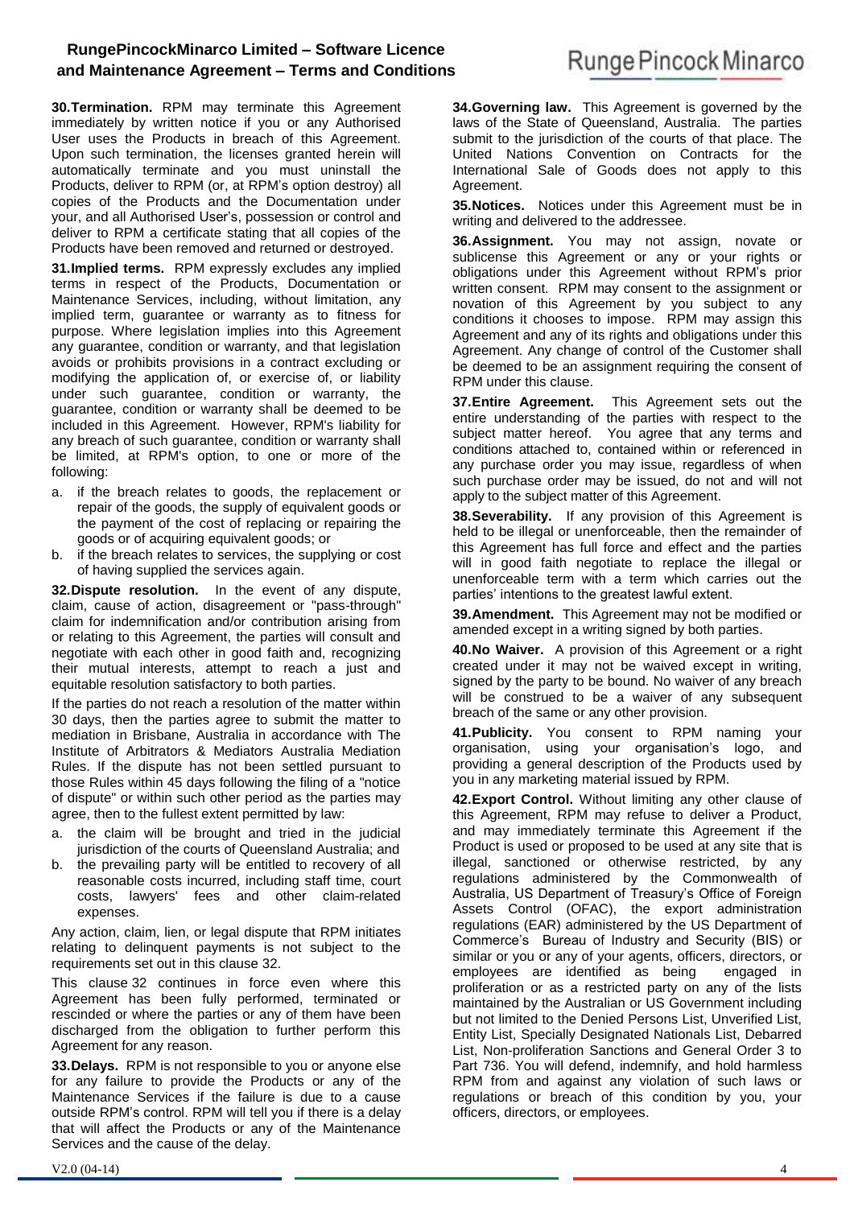**30.Termination.** RPM may terminate this Agreement immediately by written notice if you or any Authorised User uses the Products in breach of this Agreement. Upon such termination, the licenses granted herein will automatically terminate and you must uninstall the Products, deliver to RPM (or, at RPM's option destroy) all copies of the Products and the Documentation under your, and all Authorised User's, possession or control and deliver to RPM a certificate stating that all copies of the Products have been removed and returned or destroyed.

**31.Implied terms.** RPM expressly excludes any implied terms in respect of the Products, Documentation or Maintenance Services, including, without limitation, any implied term, guarantee or warranty as to fitness for purpose. Where legislation implies into this Agreement any guarantee, condition or warranty, and that legislation avoids or prohibits provisions in a contract excluding or modifying the application of, or exercise of, or liability under such guarantee, condition or warranty, the guarantee, condition or warranty shall be deemed to be included in this Agreement. However, RPM's liability for any breach of such guarantee, condition or warranty shall be limited, at RPM's option, to one or more of the following:

a. if the breach relates to goods, the replacement or repair of the goods, the supply of equivalent goods or the payment of the cost of replacing or repairing the goods or of acquiring equivalent goods; or
b. if the breach relates to services, the supplying or cost of having supplied the services again.

**32.Dispute resolution.** In the event of any dispute, claim, cause of action, disagreement or "pass-through" claim for indemnification and/or contribution arising from or relating to this Agreement, the parties will consult and negotiate with each other in good faith and, recognizing their mutual interests, attempt to reach a just and equitable resolution satisfactory to both parties.

If the parties do not reach a resolution of the matter within 30 days, then the parties agree to submit the matter to mediation in Brisbane, Australia in accordance with The Institute of Arbitrators & Mediators Australia Mediation Rules. If the dispute has not been settled pursuant to those Rules within 45 days following the filing of a "notice of dispute" or within such other period as the parties may agree, then to the fullest extent permitted by law:

a. the claim will be brought and tried in the judicial jurisdiction of the courts of Queensland Australia; and
b. the prevailing party will be entitled to recovery of all reasonable costs incurred, including staff time, court costs, lawyers' fees and other claim-related expenses.

Any action, claim, lien, or legal dispute that RPM initiates relating to delinquent payments is not subject to the requirements set out in this clause 32.

This clause 32 continues in force even where this Agreement has been fully performed, terminated or rescinded or where the parties or any of them have been discharged from the obligation to further perform this Agreement for any reason.

**33.Delays.** RPM is not responsible to you or anyone else for any failure to provide the Products or any of the Maintenance Services if the failure is due to a cause outside RPM's control. RPM will tell you if there is a delay that will affect the Products or any of the Maintenance Services and the cause of the delay.

**34.Governing law.** This Agreement is governed by the laws of the State of Queensland, Australia. The parties submit to the jurisdiction of the courts of that place. The United Nations Convention on Contracts for the International Sale of Goods does not apply to this Agreement.

**35.Notices.** Notices under this Agreement must be in writing and delivered to the addressee.

**36.Assignment.** You may not assign, novate or sublicense this Agreement or any or your rights or obligations under this Agreement without RPM's prior written consent. RPM may consent to the assignment or novation of this Agreement by you subject to any conditions it chooses to impose. RPM may assign this Agreement and any of its rights and obligations under this Agreement. Any change of control of the Customer shall be deemed to be an assignment requiring the consent of RPM under this clause.

**37.Entire Agreement.** This Agreement sets out the entire understanding of the parties with respect to the subject matter hereof. You agree that any terms and conditions attached to, contained within or referenced in any purchase order you may issue, regardless of when such purchase order may be issued, do not and will not apply to the subject matter of this Agreement.

**38.Severability.** If any provision of this Agreement is held to be illegal or unenforceable, then the remainder of this Agreement has full force and effect and the parties will in good faith negotiate to replace the illegal or unenforceable term with a term which carries out the parties' intentions to the greatest lawful extent.

**39.Amendment.** This Agreement may not be modified or amended except in a writing signed by both parties.

**40.No Waiver.** A provision of this Agreement or a right created under it may not be waived except in writing, signed by the party to be bound. No waiver of any breach will be construed to be a waiver of any subsequent breach of the same or any other provision.

**41.Publicity.** You consent to RPM naming your organisation, using your organisation's logo, and providing a general description of the Products used by you in any marketing material issued by RPM.

**42.Export Control.** Without limiting any other clause of this Agreement, RPM may refuse to deliver a Product, and may immediately terminate this Agreement if the Product is used or proposed to be used at any site that is illegal, sanctioned or otherwise restricted, by any regulations administered by the Commonwealth of Australia, US Department of Treasury's Office of Foreign Assets Control (OFAC), the export administration regulations (EAR) administered by the US Department of Commerce's Bureau of Industry and Security (BIS) or similar or you or any of your agents, officers, directors, or employees are identified as being engaged in proliferation or as a restricted party on any of the lists maintained by the Australian or US Government including but not limited to the Denied Persons List, Unverified List, Entity List, Specially Designated Nationals List, Debarred List, Non-proliferation Sanctions and General Order 3 to Part 736. You will defend, indemnify, and hold harmless RPM from and against any violation of such laws or regulations or breach of this condition by you, your officers, directors, or employees.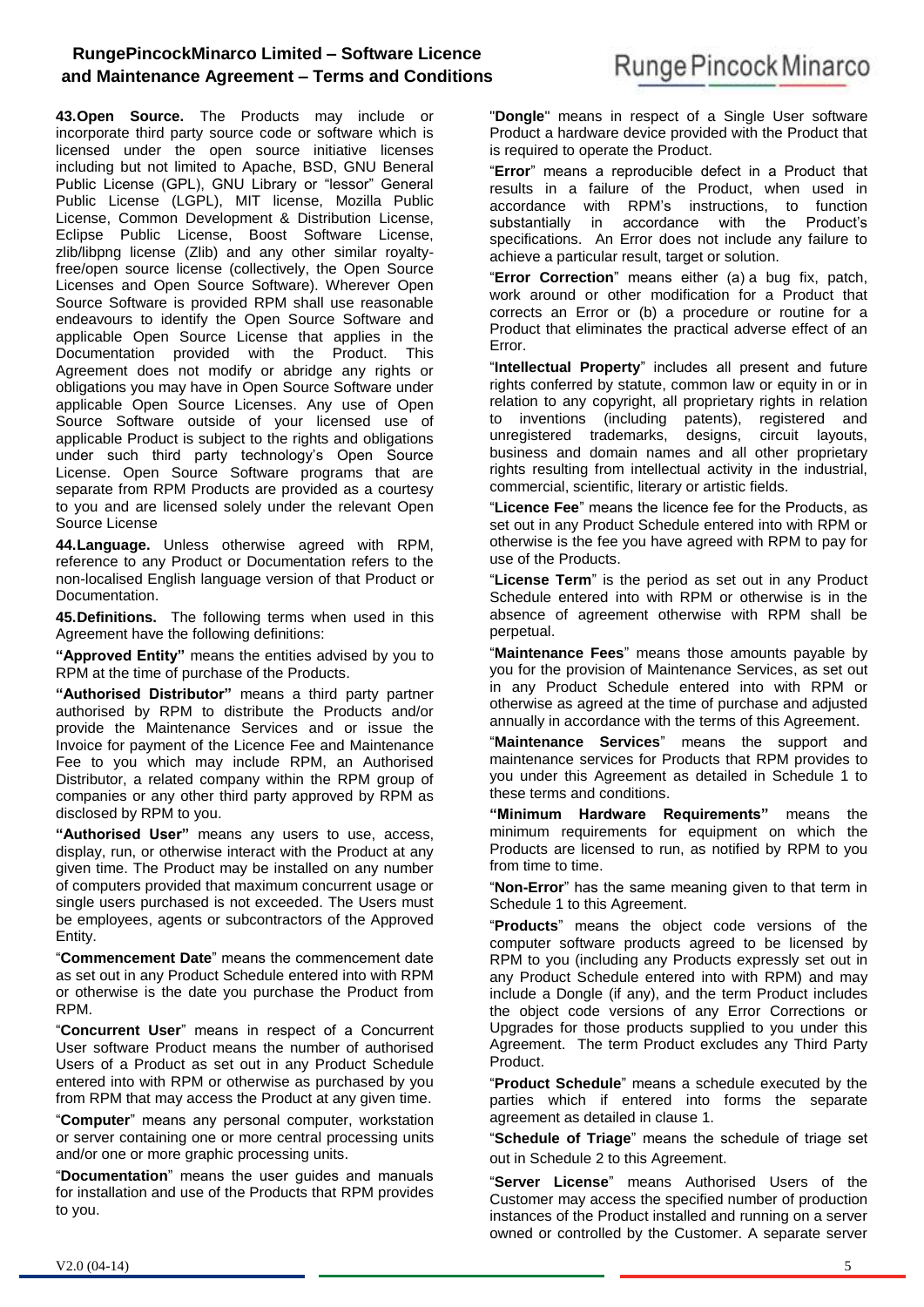**43.Open Source.** The Products may include or incorporate third party source code or software which is licensed under the open source initiative licenses including but not limited to Apache, BSD, GNU Beneral Public License (GPL), GNU Library or "lessor" General Public License (LGPL), MIT license, Mozilla Public License, Common Development & Distribution License, Eclipse Public License, Boost Software License, zlib/libpng license (Zlib) and any other similar royalty-free/open source license (collectively, the Open Source Licenses and Open Source Software). Wherever Open Source Software is provided RPM shall use reasonable endeavours to identify the Open Source Software and applicable Open Source License that applies in the Documentation provided with the Product. This Agreement does not modify or abridge any rights or obligations you may have in Open Source Software under applicable Open Source Licenses. Any use of Open Source Software outside of your licensed use of applicable Product is subject to the rights and obligations under such third party technology's Open Source License. Open Source Software programs that are separate from RPM Products are provided as a courtesy to you and are licensed solely under the relevant Open Source License

**44.Language.** Unless otherwise agreed with RPM, reference to any Product or Documentation refers to the non-localised English language version of that Product or Documentation.

**45.Definitions.** The following terms when used in this Agreement have the following definitions:

**"Approved Entity"** means the entities advised by you to RPM at the time of purchase of the Products.

**"Authorised Distributor"** means a third party partner authorised by RPM to distribute the Products and/or provide the Maintenance Services and or issue the Invoice for payment of the Licence Fee and Maintenance Fee to you which may include RPM, an Authorised Distributor, a related company within the RPM group of companies or any other third party approved by RPM as disclosed by RPM to you.

**"Authorised User"** means any users to use, access, display, run, or otherwise interact with the Product at any given time. The Product may be installed on any number of computers provided that maximum concurrent usage or single users purchased is not exceeded. The Users must be employees, agents or subcontractors of the Approved Entity.

"**Commencement Date**" means the commencement date as set out in any Product Schedule entered into with RPM or otherwise is the date you purchase the Product from RPM.

"**Concurrent User**" means in respect of a Concurrent User software Product means the number of authorised Users of a Product as set out in any Product Schedule entered into with RPM or otherwise as purchased by you from RPM that may access the Product at any given time.

"**Computer**" means any personal computer, workstation or server containing one or more central processing units and/or one or more graphic processing units.

"**Documentation**" means the user guides and manuals for installation and use of the Products that RPM provides to you.

"**Dongle**" means in respect of a Single User software Product a hardware device provided with the Product that is required to operate the Product.

"**Error**" means a reproducible defect in a Product that results in a failure of the Product, when used in accordance with RPM's instructions, to function substantially in accordance with the Product's specifications. An Error does not include any failure to achieve a particular result, target or solution.

"**Error Correction**" means either (a) a bug fix, patch, work around or other modification for a Product that corrects an Error or (b) a procedure or routine for a Product that eliminates the practical adverse effect of an Error.

"**Intellectual Property**" includes all present and future rights conferred by statute, common law or equity in or in relation to any copyright, all proprietary rights in relation to inventions (including patents), registered and unregistered trademarks, designs, circuit layouts, business and domain names and all other proprietary rights resulting from intellectual activity in the industrial, commercial, scientific, literary or artistic fields.

"**Licence Fee**" means the licence fee for the Products, as set out in any Product Schedule entered into with RPM or otherwise is the fee you have agreed with RPM to pay for use of the Products.

"**License Term**" is the period as set out in any Product Schedule entered into with RPM or otherwise is in the absence of agreement otherwise with RPM shall be perpetual.

"**Maintenance Fees**" means those amounts payable by you for the provision of Maintenance Services, as set out in any Product Schedule entered into with RPM or otherwise as agreed at the time of purchase and adjusted annually in accordance with the terms of this Agreement.

"**Maintenance Services**" means the support and maintenance services for Products that RPM provides to you under this Agreement as detailed in Schedule 1 to these terms and conditions.

**"Minimum Hardware Requirements"** means the minimum requirements for equipment on which the Products are licensed to run, as notified by RPM to you from time to time.

"**Non-Error**" has the same meaning given to that term in Schedule 1 to this Agreement.

"**Products**" means the object code versions of the computer software products agreed to be licensed by RPM to you (including any Products expressly set out in any Product Schedule entered into with RPM) and may include a Dongle (if any), and the term Product includes the object code versions of any Error Corrections or Upgrades for those products supplied to you under this Agreement. The term Product excludes any Third Party Product.

"**Product Schedule**" means a schedule executed by the parties which if entered into forms the separate agreement as detailed in clause 1.

"**Schedule of Triage**" means the schedule of triage set out in Schedule 2 to this Agreement.

"**Server License**" means Authorised Users of the Customer may access the specified number of production instances of the Product installed and running on a server owned or controlled by the Customer. A separate server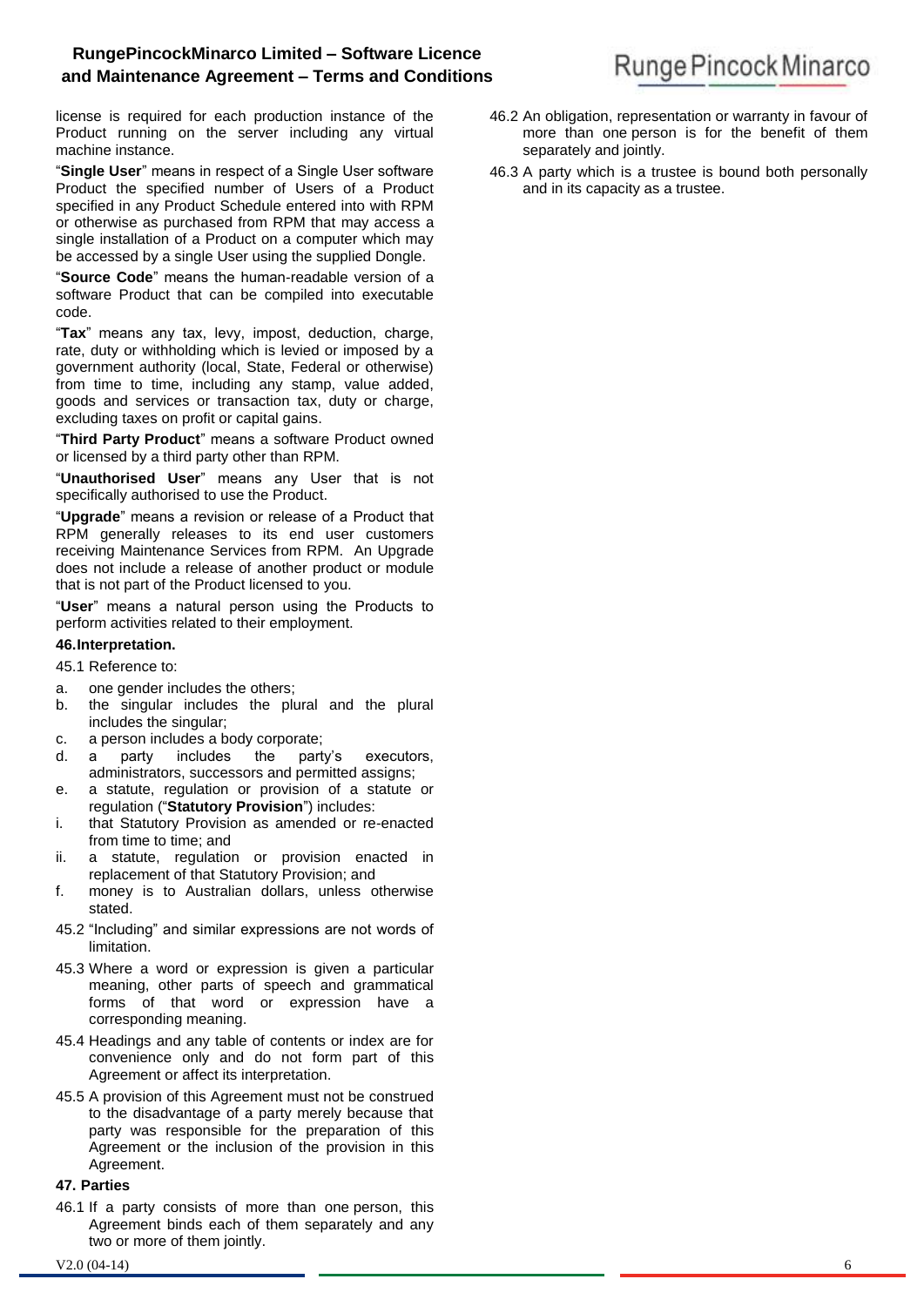license is required for each production instance of the Product running on the server including any virtual machine instance.

"**Single User**" means in respect of a Single User software Product the specified number of Users of a Product specified in any Product Schedule entered into with RPM or otherwise as purchased from RPM that may access a single installation of a Product on a computer which may be accessed by a single User using the supplied Dongle.

"**Source Code**" means the human-readable version of a software Product that can be compiled into executable code.

"**Tax**" means any tax, levy, impost, deduction, charge, rate, duty or withholding which is levied or imposed by a government authority (local, State, Federal or otherwise) from time to time, including any stamp, value added, goods and services or transaction tax, duty or charge, excluding taxes on profit or capital gains.

"**Third Party Product**" means a software Product owned or licensed by a third party other than RPM.

"**Unauthorised User**" means any User that is not specifically authorised to use the Product.

"**Upgrade**" means a revision or release of a Product that RPM generally releases to its end user customers receiving Maintenance Services from RPM. An Upgrade does not include a release of another product or module that is not part of the Product licensed to you.

"**User**" means a natural person using the Products to perform activities related to their employment.

**46.Interpretation.**

45.1 Reference to:

a. one gender includes the others;
b. the singular includes the plural and the plural includes the singular;
c. a person includes a body corporate;
d. a party includes the party's executors, administrators, successors and permitted assigns;
e. a statute, regulation or provision of a statute or regulation ("**Statutory Provision**") includes:
i. that Statutory Provision as amended or re-enacted from time to time; and
ii. a statute, regulation or provision enacted in replacement of that Statutory Provision; and
f. money is to Australian dollars, unless otherwise stated.

45.2 "Including" and similar expressions are not words of limitation.

45.3 Where a word or expression is given a particular meaning, other parts of speech and grammatical forms of that word or expression have a corresponding meaning.

45.4 Headings and any table of contents or index are for convenience only and do not form part of this Agreement or affect its interpretation.

45.5 A provision of this Agreement must not be construed to the disadvantage of a party merely because that party was responsible for the preparation of this Agreement or the inclusion of the provision in this Agreement.

**47. Parties**

46.1 If a party consists of more than one person, this Agreement binds each of them separately and any two or more of them jointly.

46.2 An obligation, representation or warranty in favour of more than one person is for the benefit of them separately and jointly.

46.3 A party which is a trustee is bound both personally and in its capacity as a trustee.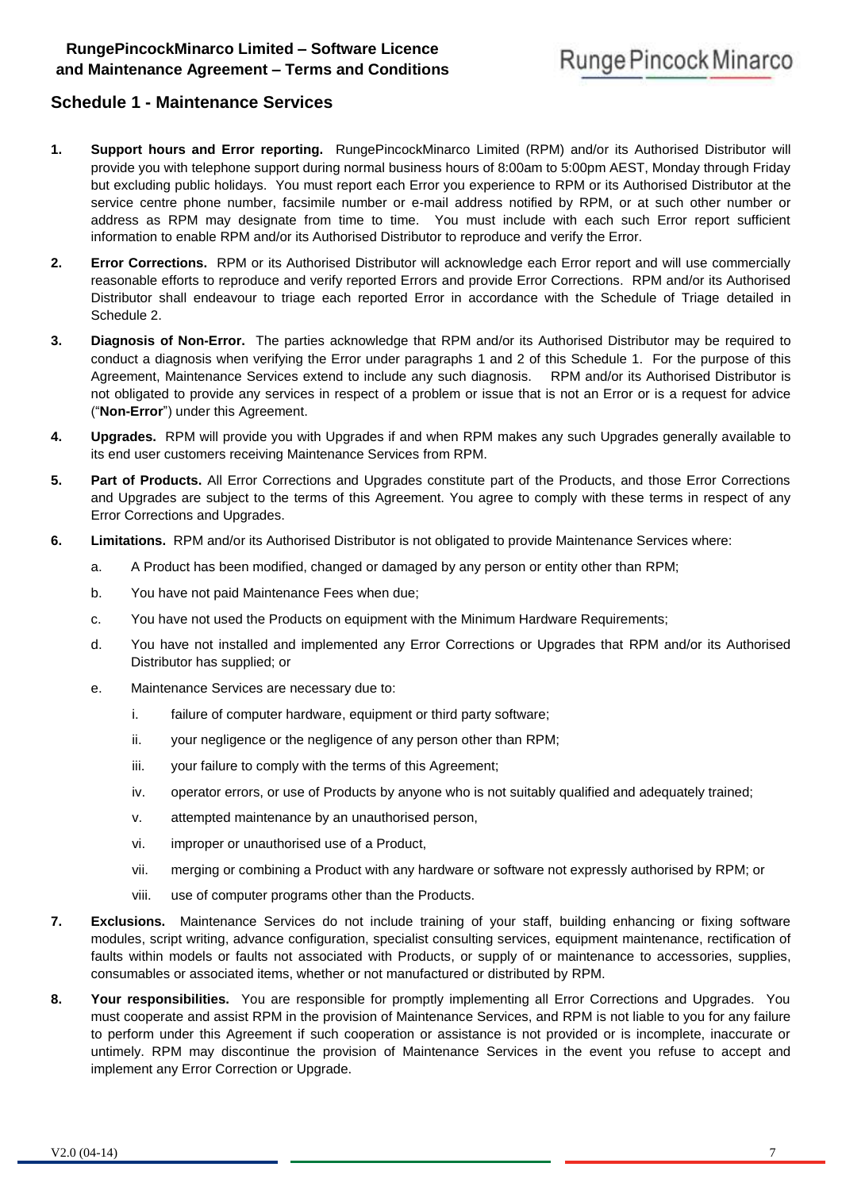## Schedule 1 - Maintenance Services

1. **Support hours and Error reporting.** RungePincockMinarco Limited (RPM) and/or its Authorised Distributor will provide you with telephone support during normal business hours of 8:00am to 5:00pm AEST, Monday through Friday but excluding public holidays. You must report each Error you experience to RPM or its Authorised Distributor at the service centre phone number, facsimile number or e-mail address notified by RPM, or at such other number or address as RPM may designate from time to time. You must include with each such Error report sufficient information to enable RPM and/or its Authorised Distributor to reproduce and verify the Error.

2. **Error Corrections.** RPM or its Authorised Distributor will acknowledge each Error report and will use commercially reasonable efforts to reproduce and verify reported Errors and provide Error Corrections. RPM and/or its Authorised Distributor shall endeavour to triage each reported Error in accordance with the Schedule of Triage detailed in Schedule 2.

3. **Diagnosis of Non-Error.** The parties acknowledge that RPM and/or its Authorised Distributor may be required to conduct a diagnosis when verifying the Error under paragraphs 1 and 2 of this Schedule 1. For the purpose of this Agreement, Maintenance Services extend to include any such diagnosis. RPM and/or its Authorised Distributor is not obligated to provide any services in respect of a problem or issue that is not an Error or is a request for advice ("**Non-Error**") under this Agreement.

4. **Upgrades.** RPM will provide you with Upgrades if and when RPM makes any such Upgrades generally available to its end user customers receiving Maintenance Services from RPM.

5. **Part of Products.** All Error Corrections and Upgrades constitute part of the Products, and those Error Corrections and Upgrades are subject to the terms of this Agreement. You agree to comply with these terms in respect of any Error Corrections and Upgrades.

6. **Limitations.** RPM and/or its Authorised Distributor is not obligated to provide Maintenance Services where:

   a. A Product has been modified, changed or damaged by any person or entity other than RPM;

   b. You have not paid Maintenance Fees when due;

   c. You have not used the Products on equipment with the Minimum Hardware Requirements;

   d. You have not installed and implemented any Error Corrections or Upgrades that RPM and/or its Authorised Distributor has supplied; or

   e. Maintenance Services are necessary due to:

      i. failure of computer hardware, equipment or third party software;

      ii. your negligence or the negligence of any person other than RPM;

      iii. your failure to comply with the terms of this Agreement;

      iv. operator errors, or use of Products by anyone who is not suitably qualified and adequately trained;

      v. attempted maintenance by an unauthorised person,

      vi. improper or unauthorised use of a Product,

      vii. merging or combining a Product with any hardware or software not expressly authorised by RPM; or

      viii. use of computer programs other than the Products.

7. **Exclusions.** Maintenance Services do not include training of your staff, building enhancing or fixing software modules, script writing, advance configuration, specialist consulting services, equipment maintenance, rectification of faults within models or faults not associated with Products, or supply of or maintenance to accessories, supplies, consumables or associated items, whether or not manufactured or distributed by RPM.

8. **Your responsibilities.** You are responsible for promptly implementing all Error Corrections and Upgrades. You must cooperate and assist RPM in the provision of Maintenance Services, and RPM is not liable to you for any failure to perform under this Agreement if such cooperation or assistance is not provided or is incomplete, inaccurate or untimely. RPM may discontinue the provision of Maintenance Services in the event you refuse to accept and implement any Error Correction or Upgrade.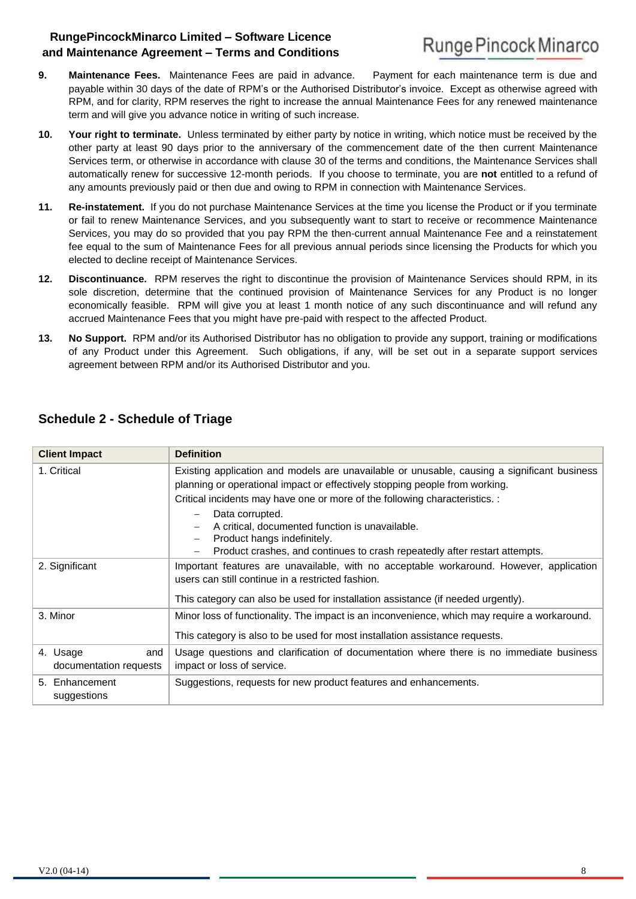9. **Maintenance Fees.** Maintenance Fees are paid in advance. Payment for each maintenance term is due and payable within 30 days of the date of RPM's or the Authorised Distributor's invoice. Except as otherwise agreed with RPM, and for clarity, RPM reserves the right to increase the annual Maintenance Fees for any renewed maintenance term and will give you advance notice in writing of such increase.

10. **Your right to terminate.** Unless terminated by either party by notice in writing, which notice must be received by the other party at least 90 days prior to the anniversary of the commencement date of the then current Maintenance Services term, or otherwise in accordance with clause 30 of the terms and conditions, the Maintenance Services shall automatically renew for successive 12-month periods. If you choose to terminate, you are **not** entitled to a refund of any amounts previously paid or then due and owing to RPM in connection with Maintenance Services.

11. **Re-instatement.** If you do not purchase Maintenance Services at the time you license the Product or if you terminate or fail to renew Maintenance Services, and you subsequently want to start to receive or recommence Maintenance Services, you may do so provided that you pay RPM the then-current annual Maintenance Fee and a reinstatement fee equal to the sum of Maintenance Fees for all previous annual periods since licensing the Products for which you elected to decline receipt of Maintenance Services.

12. **Discontinuance.** RPM reserves the right to discontinue the provision of Maintenance Services should RPM, in its sole discretion, determine that the continued provision of Maintenance Services for any Product is no longer economically feasible. RPM will give you at least 1 month notice of any such discontinuance and will refund any accrued Maintenance Fees that you might have pre-paid with respect to the affected Product.

13. **No Support.** RPM and/or its Authorised Distributor has no obligation to provide any support, training or modifications of any Product under this Agreement. Such obligations, if any, will be set out in a separate support services agreement between RPM and/or its Authorised Distributor and you.

## Schedule 2 - Schedule of Triage

| Client Impact | Definition |
|---|---|
| 1. Critical | Existing application and models are unavailable or unusable, causing a significant business planning or operational impact or effectively stopping people from working.<br>Critical incidents may have one or more of the following characteristics. :<br>– Data corrupted.<br>– A critical, documented function is unavailable.<br>– Product hangs indefinitely.<br>– Product crashes, and continues to crash repeatedly after restart attempts. |
| 2. Significant | Important features are unavailable, with no acceptable workaround. However, application users can still continue in a restricted fashion.<br>This category can also be used for installation assistance (if needed urgently). |
| 3. Minor | Minor loss of functionality. The impact is an inconvenience, which may require a workaround.<br>This category is also to be used for most installation assistance requests. |
| 4. Usage and documentation requests | Usage questions and clarification of documentation where there is no immediate business impact or loss of service. |
| 5. Enhancement suggestions | Suggestions, requests for new product features and enhancements. |